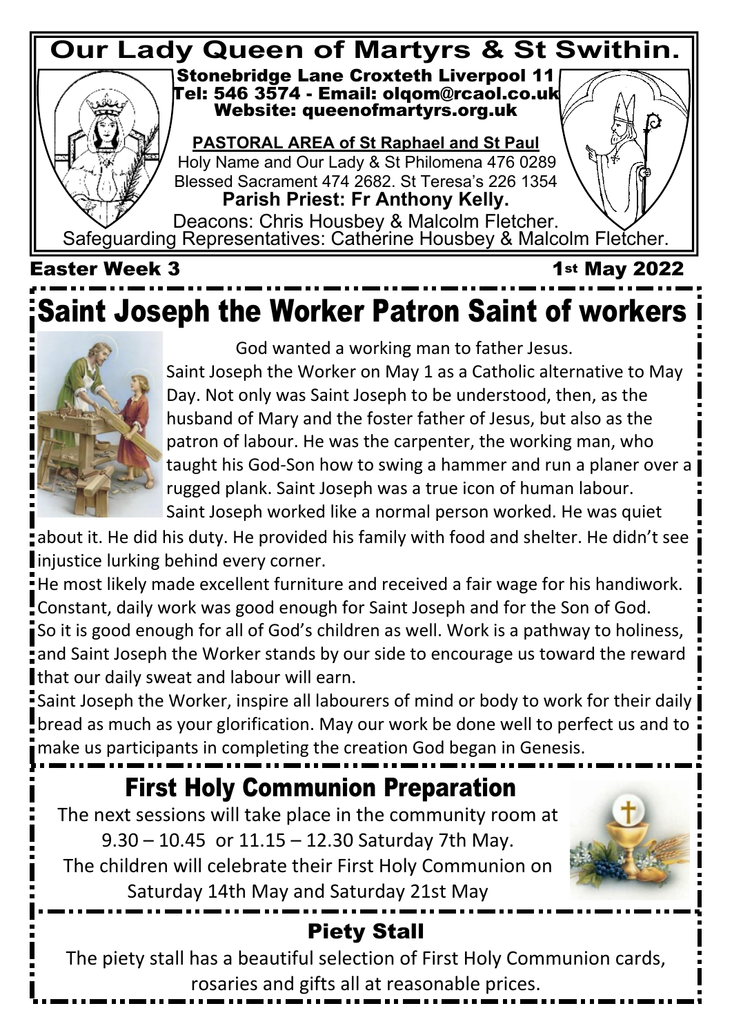# Our Lady Queen of Martyrs & St Swithin.

Stonebridge Lane Croxteth Liverpool 11
Tel: 546 3574 - Email: olqom@rcaol.co.uk
Website: queenofmartyrs.org.uk

**PASTORAL AREA of St Raphael and St Paul**

Holy Name and Our Lady & St Philomena 476 0289
Blessed Sacrament 474 2682. St Teresa's 226 1354

**Parish Priest: Fr Anthony Kelly.**

Deacons: Chris Housbey & Malcolm Fletcher.
Safeguarding Representatives: Catherine Housbey & Malcolm Fletcher.

**Easter Week 3** **1st May 2022**

## Saint Joseph the Worker Patron Saint of workers

God wanted a working man to father Jesus.

Saint Joseph the Worker on May 1 as a Catholic alternative to May Day. Not only was Saint Joseph to be understood, then, as the husband of Mary and the foster father of Jesus, but also as the patron of labour. He was the carpenter, the working man, who taught his God-Son how to swing a hammer and run a planer over a rugged plank. Saint Joseph was a true icon of human labour. Saint Joseph worked like a normal person worked. He was quiet about it. He did his duty. He provided his family with food and shelter. He didn't see injustice lurking behind every corner.

He most likely made excellent furniture and received a fair wage for his handiwork. Constant, daily work was good enough for Saint Joseph and for the Son of God. So it is good enough for all of God's children as well. Work is a pathway to holiness, and Saint Joseph the Worker stands by our side to encourage us toward the reward that our daily sweat and labour will earn.

Saint Joseph the Worker, inspire all labourers of mind or body to work for their daily bread as much as your glorification. May our work be done well to perfect us and to make us participants in completing the creation God began in Genesis.

## First Holy Communion Preparation

The next sessions will take place in the community room at 9.30 – 10.45 or 11.15 – 12.30 Saturday 7th May. The children will celebrate their First Holy Communion on Saturday 14th May and Saturday 21st May

## Piety Stall

The piety stall has a beautiful selection of First Holy Communion cards, rosaries and gifts all at reasonable prices.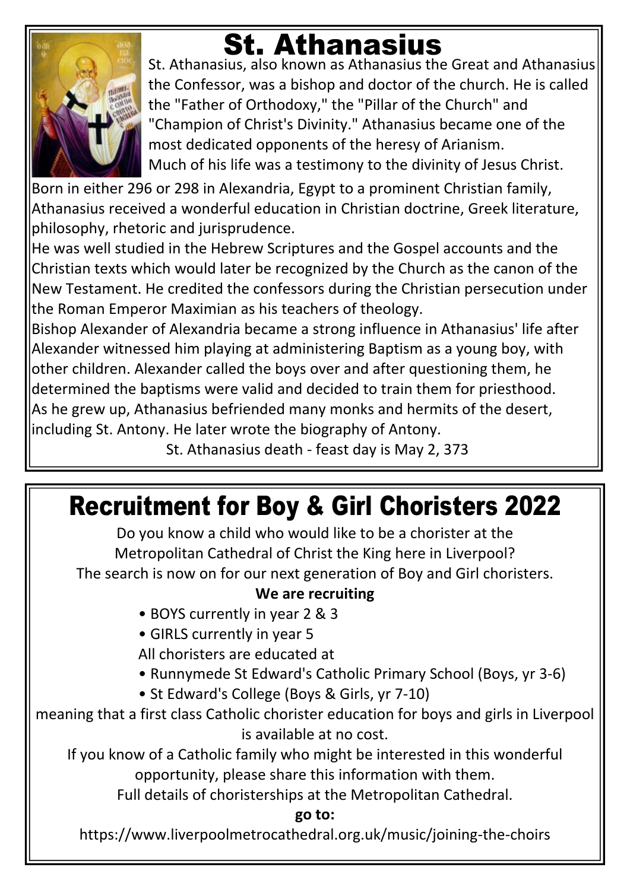# St. Athanasius

St. Athanasius, also known as Athanasius the Great and Athanasius the Confessor, was a bishop and doctor of the church. He is called the "Father of Orthodoxy," the "Pillar of the Church" and "Champion of Christ's Divinity." Athanasius became one of the most dedicated opponents of the heresy of Arianism.
Much of his life was a testimony to the divinity of Jesus Christ.

Born in either 296 or 298 in Alexandria, Egypt to a prominent Christian family, Athanasius received a wonderful education in Christian doctrine, Greek literature, philosophy, rhetoric and jurisprudence.

He was well studied in the Hebrew Scriptures and the Gospel accounts and the Christian texts which would later be recognized by the Church as the canon of the New Testament. He credited the confessors during the Christian persecution under the Roman Emperor Maximian as his teachers of theology.

Bishop Alexander of Alexandria became a strong influence in Athanasius' life after Alexander witnessed him playing at administering Baptism as a young boy, with other children. Alexander called the boys over and after questioning them, he determined the baptisms were valid and decided to train them for priesthood.

As he grew up, Athanasius befriended many monks and hermits of the desert, including St. Antony. He later wrote the biography of Antony.

St. Athanasius death - feast day is May 2, 373

# Recruitment for Boy & Girl Choristers 2022

Do you know a child who would like to be a chorister at the Metropolitan Cathedral of Christ the King here in Liverpool?
The search is now on for our next generation of Boy and Girl choristers.

**We are recruiting**

- BOYS currently in year 2 & 3
- GIRLS currently in year 5

All choristers are educated at

- Runnymede St Edward's Catholic Primary School (Boys, yr 3-6)
- St Edward's College (Boys & Girls, yr 7-10)

meaning that a first class Catholic chorister education for boys and girls in Liverpool is available at no cost.

If you know of a Catholic family who might be interested in this wonderful opportunity, please share this information with them.

Full details of choristerships at the Metropolitan Cathedral.

**go to:**

https://www.liverpoolmetrocathedral.org.uk/music/joining-the-choirs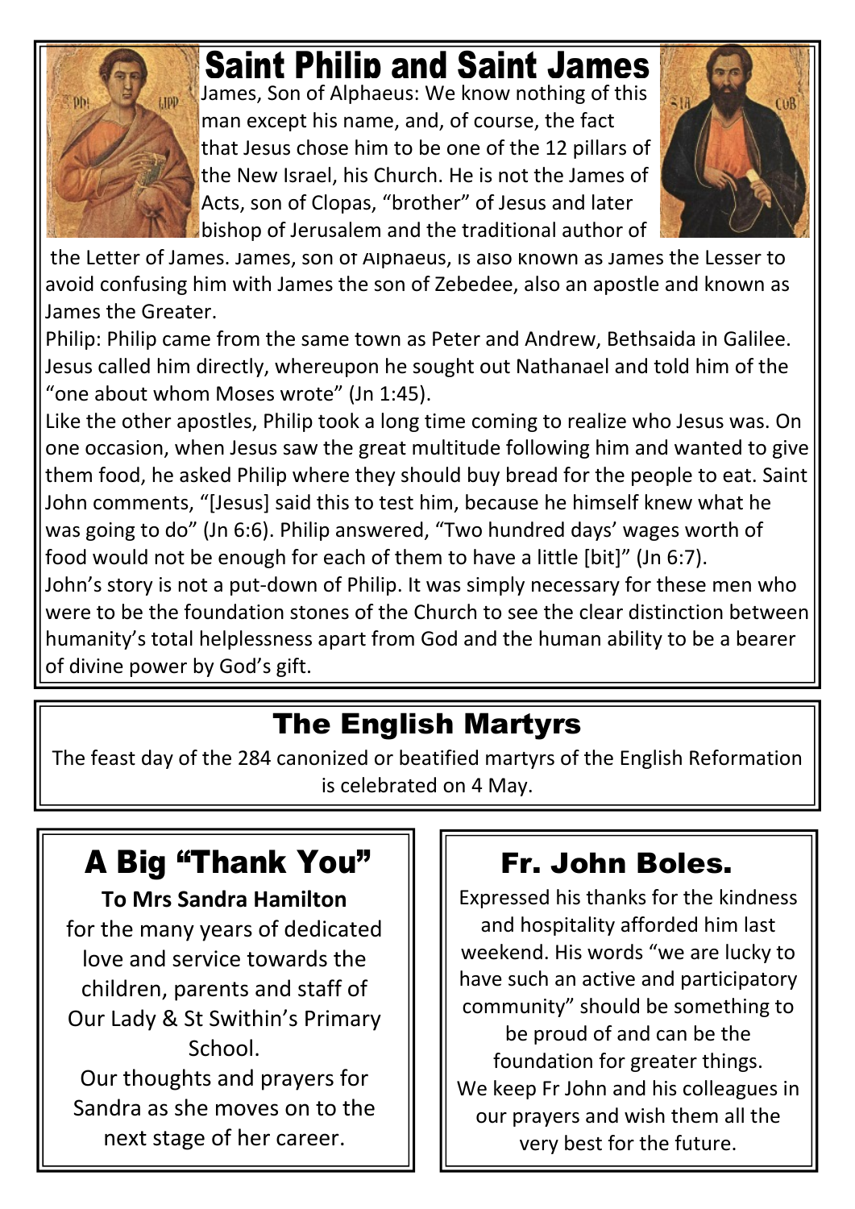# Saint Philip and Saint James

James, Son of Alphaeus: We know nothing of this man except his name, and, of course, the fact that Jesus chose him to be one of the 12 pillars of the New Israel, his Church. He is not the James of Acts, son of Clopas, "brother" of Jesus and later bishop of Jerusalem and the traditional author of the Letter of James. James, son of Alphaeus, is also known as James the Lesser to avoid confusing him with James the son of Zebedee, also an apostle and known as James the Greater.

Philip: Philip came from the same town as Peter and Andrew, Bethsaida in Galilee. Jesus called him directly, whereupon he sought out Nathanael and told him of the "one about whom Moses wrote" (Jn 1:45).

Like the other apostles, Philip took a long time coming to realize who Jesus was. On one occasion, when Jesus saw the great multitude following him and wanted to give them food, he asked Philip where they should buy bread for the people to eat. Saint John comments, "[Jesus] said this to test him, because he himself knew what he was going to do" (Jn 6:6). Philip answered, "Two hundred days' wages worth of food would not be enough for each of them to have a little [bit]" (Jn 6:7).

John's story is not a put-down of Philip. It was simply necessary for these men who were to be the foundation stones of the Church to see the clear distinction between humanity's total helplessness apart from God and the human ability to be a bearer of divine power by God's gift.

## The English Martyrs

The feast day of the 284 canonized or beatified martyrs of the English Reformation is celebrated on 4 May.

## A Big "Thank You"

**To Mrs Sandra Hamilton**

for the many years of dedicated love and service towards the children, parents and staff of Our Lady & St Swithin's Primary School.

Our thoughts and prayers for Sandra as she moves on to the next stage of her career.

## Fr. John Boles.

Expressed his thanks for the kindness and hospitality afforded him last weekend. His words "we are lucky to have such an active and participatory community" should be something to be proud of and can be the foundation for greater things.

We keep Fr John and his colleagues in our prayers and wish them all the very best for the future.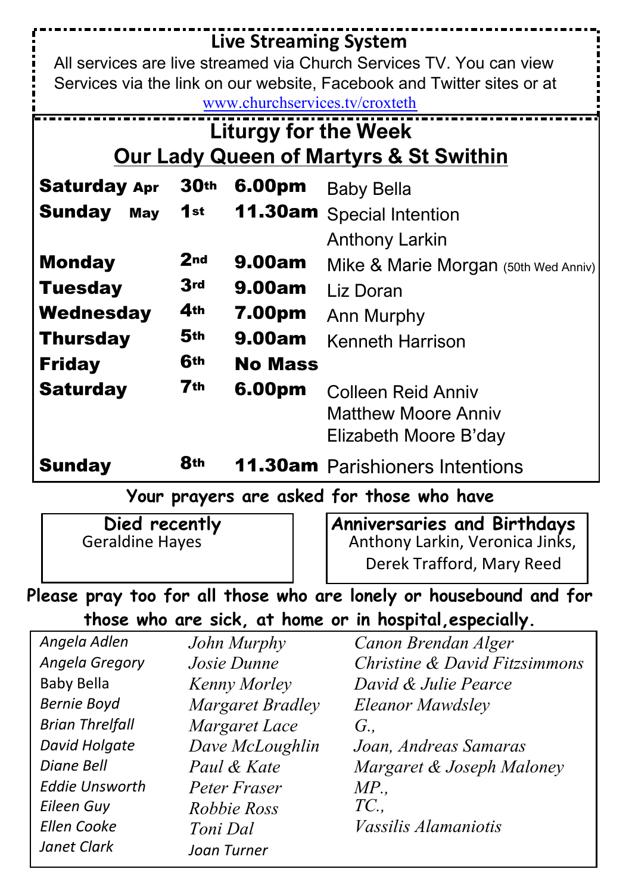## Live Streaming System

All services are live streamed via Church Services TV. You can view Services via the link on our website, Facebook and Twitter sites or at www.churchservices.tv/croxteth

## Liturgy for the Week

### Our Lady Queen of Martyrs & St Swithin

| | | | |
|---|---|---|---|
| **Saturday** Apr | **30th** | **6.00pm** | Baby Bella |
| **Sunday** May | **1st** | **11.30am** | Special Intention |
| | | | Anthony Larkin |
| **Monday** | **2nd** | **9.00am** | Mike & Marie Morgan (50th Wed Anniv) |
| **Tuesday** | **3rd** | **9.00am** | Liz Doran |
| **Wednesday** | **4th** | **7.00pm** | Ann Murphy |
| **Thursday** | **5th** | **9.00am** | Kenneth Harrison |
| **Friday** | **6th** | **No Mass** | |
| **Saturday** | **7th** | **6.00pm** | Colleen Reid Anniv |
| | | | Matthew Moore Anniv |
| | | | Elizabeth Moore B'day |
| **Sunday** | **8th** | **11.30am** | Parishioners Intentions |

**Your prayers are asked for those who have**

**Died recently**
Geraldine Hayes

**Anniversaries and Birthdays**
Anthony Larkin, Veronica Jinks, Derek Trafford, Mary Reed

**Please pray too for all those who are lonely or housebound and for those who are sick, at home or in hospital,especially.**

| | | |
|---|---|---|
| *Angela Adlen* | *John Murphy* | *Canon Brendan Alger* |
| *Angela Gregory* | *Josie Dunne* | *Christine & David Fitzsimmons* |
| Baby Bella | *Kenny Morley* | *David & Julie Pearce* |
| *Bernie Boyd* | *Margaret Bradley* | *Eleanor Mawdsley* |
| *Brian Threlfall* | *Margaret Lace* | *G.,* |
| *David Holgate* | *Dave McLoughlin* | *Joan, Andreas Samaras* |
| *Diane Bell* | *Paul & Kate* | *Margaret & Joseph Maloney* |
| *Eddie Unsworth* | *Peter Fraser* | *MP.,* |
| *Eileen Guy* | *Robbie Ross* | *TC.,* |
| *Ellen Cooke* | *Toni Dal* | *Vassilis Alamaniotis* |
| *Janet Clark* | *Joan Turner* | |